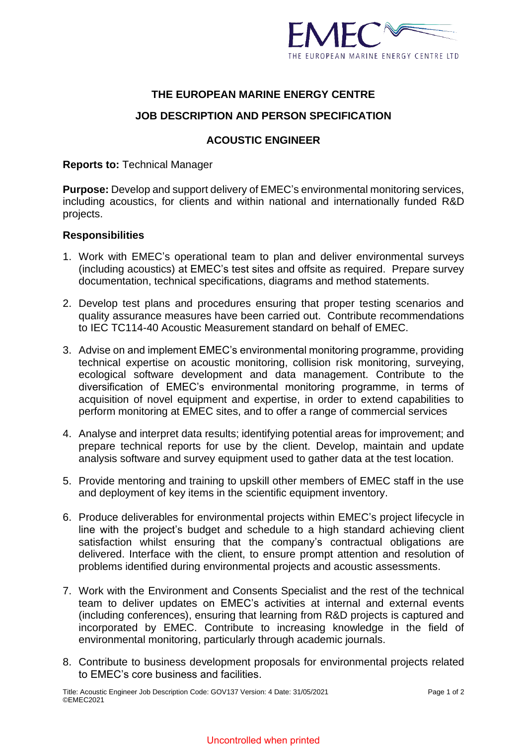# THE EUROPEAN MARINE ENERGY CENTRE

## JOB DESCRIPTION AND PERSON SPECIFICATION

## ACOUSTIC ENGINEER

**Reports to:** Technical Manager

**Purpose:** Develop and support delivery of EMEC's environmental monitoring services, including acoustics, for clients and within national and internationally funded R&D projects.

### Responsibilities

1. Work with EMEC's operational team to plan and deliver environmental surveys (including acoustics) at EMEC's test sites and offsite as required. Prepare survey documentation, technical specifications, diagrams and method statements.

2. Develop test plans and procedures ensuring that proper testing scenarios and quality assurance measures have been carried out. Contribute recommendations to IEC TC114-40 Acoustic Measurement standard on behalf of EMEC.

3. Advise on and implement EMEC's environmental monitoring programme, providing technical expertise on acoustic monitoring, collision risk monitoring, surveying, ecological software development and data management. Contribute to the diversification of EMEC's environmental monitoring programme, in terms of acquisition of novel equipment and expertise, in order to extend capabilities to perform monitoring at EMEC sites, and to offer a range of commercial services

4. Analyse and interpret data results; identifying potential areas for improvement; and prepare technical reports for use by the client. Develop, maintain and update analysis software and survey equipment used to gather data at the test location.

5. Provide mentoring and training to upskill other members of EMEC staff in the use and deployment of key items in the scientific equipment inventory.

6. Produce deliverables for environmental projects within EMEC's project lifecycle in line with the project's budget and schedule to a high standard achieving client satisfaction whilst ensuring that the company's contractual obligations are delivered. Interface with the client, to ensure prompt attention and resolution of problems identified during environmental projects and acoustic assessments.

7. Work with the Environment and Consents Specialist and the rest of the technical team to deliver updates on EMEC's activities at internal and external events (including conferences), ensuring that learning from R&D projects is captured and incorporated by EMEC. Contribute to increasing knowledge in the field of environmental monitoring, particularly through academic journals.

8. Contribute to business development proposals for environmental projects related to EMEC's core business and facilities.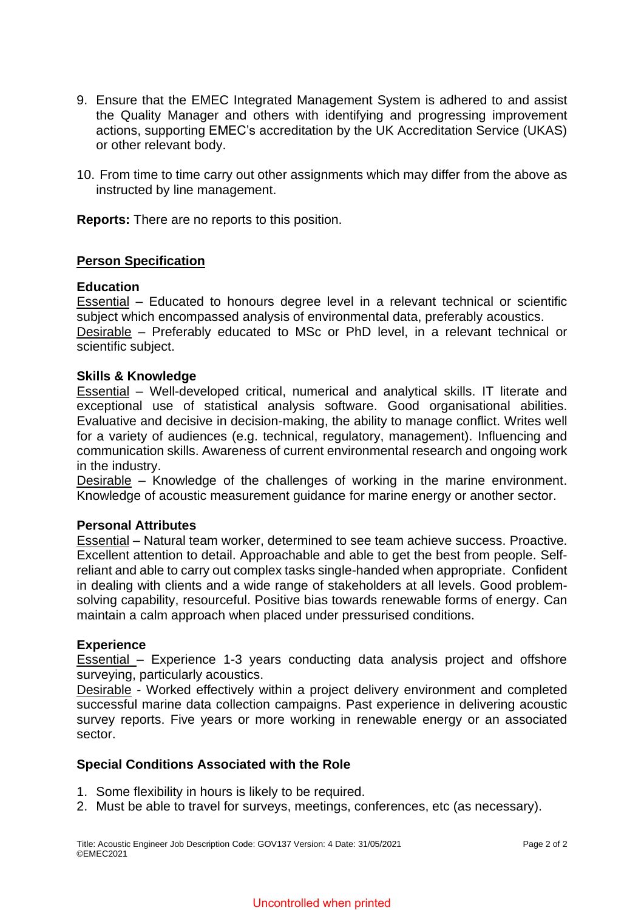9. Ensure that the EMEC Integrated Management System is adhered to and assist the Quality Manager and others with identifying and progressing improvement actions, supporting EMEC's accreditation by the UK Accreditation Service (UKAS) or other relevant body.

10. From time to time carry out other assignments which may differ from the above as instructed by line management.

**Reports:** There are no reports to this position.

## Person Specification

**Education**

Essential – Educated to honours degree level in a relevant technical or scientific subject which encompassed analysis of environmental data, preferably acoustics.
Desirable – Preferably educated to MSc or PhD level, in a relevant technical or scientific subject.

**Skills & Knowledge**

Essential – Well-developed critical, numerical and analytical skills. IT literate and exceptional use of statistical analysis software. Good organisational abilities. Evaluative and decisive in decision-making, the ability to manage conflict. Writes well for a variety of audiences (e.g. technical, regulatory, management). Influencing and communication skills. Awareness of current environmental research and ongoing work in the industry.
Desirable – Knowledge of the challenges of working in the marine environment. Knowledge of acoustic measurement guidance for marine energy or another sector.

**Personal Attributes**

Essential – Natural team worker, determined to see team achieve success. Proactive. Excellent attention to detail. Approachable and able to get the best from people. Self-reliant and able to carry out complex tasks single-handed when appropriate. Confident in dealing with clients and a wide range of stakeholders at all levels. Good problem-solving capability, resourceful. Positive bias towards renewable forms of energy. Can maintain a calm approach when placed under pressurised conditions.

**Experience**

Essential – Experience 1-3 years conducting data analysis project and offshore surveying, particularly acoustics.
Desirable - Worked effectively within a project delivery environment and completed successful marine data collection campaigns. Past experience in delivering acoustic survey reports. Five years or more working in renewable energy or an associated sector.

**Special Conditions Associated with the Role**

1. Some flexibility in hours is likely to be required.
2. Must be able to travel for surveys, meetings, conferences, etc (as necessary).